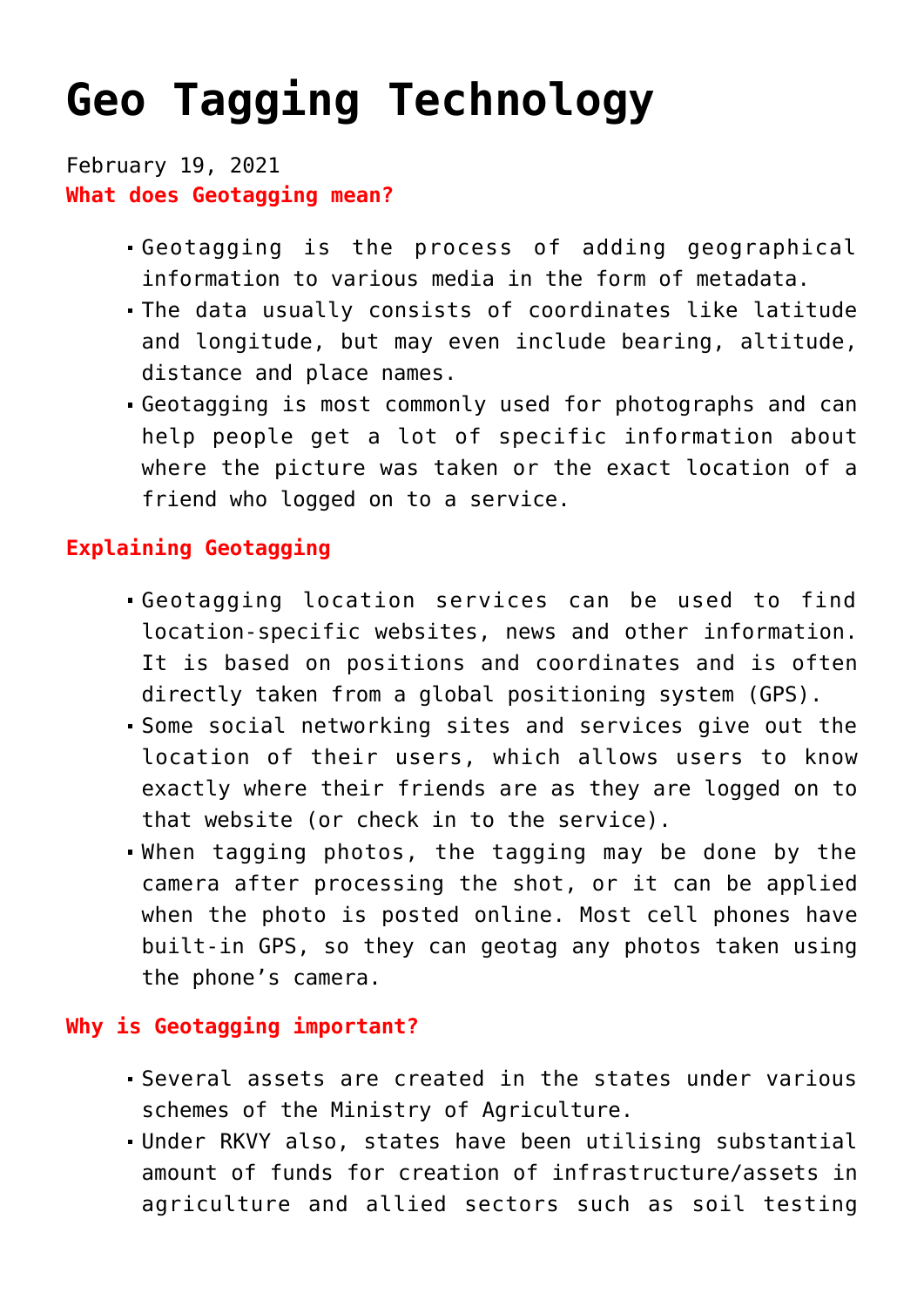# Geo Tagging Technology

February 19, 2021

**What does Geotagging mean?**

- Geotagging is the process of adding geographical information to various media in the form of metadata.
- The data usually consists of coordinates like latitude and longitude, but may even include bearing, altitude, distance and place names.
- Geotagging is most commonly used for photographs and can help people get a lot of specific information about where the picture was taken or the exact location of a friend who logged on to a service.

**Explaining Geotagging**

- Geotagging location services can be used to find location-specific websites, news and other information. It is based on positions and coordinates and is often directly taken from a global positioning system (GPS).
- Some social networking sites and services give out the location of their users, which allows users to know exactly where their friends are as they are logged on to that website (or check in to the service).
- When tagging photos, the tagging may be done by the camera after processing the shot, or it can be applied when the photo is posted online. Most cell phones have built-in GPS, so they can geotag any photos taken using the phone's camera.

**Why is Geotagging important?**

- Several assets are created in the states under various schemes of the Ministry of Agriculture.
- Under RKVY also, states have been utilising substantial amount of funds for creation of infrastructure/assets in agriculture and allied sectors such as soil testing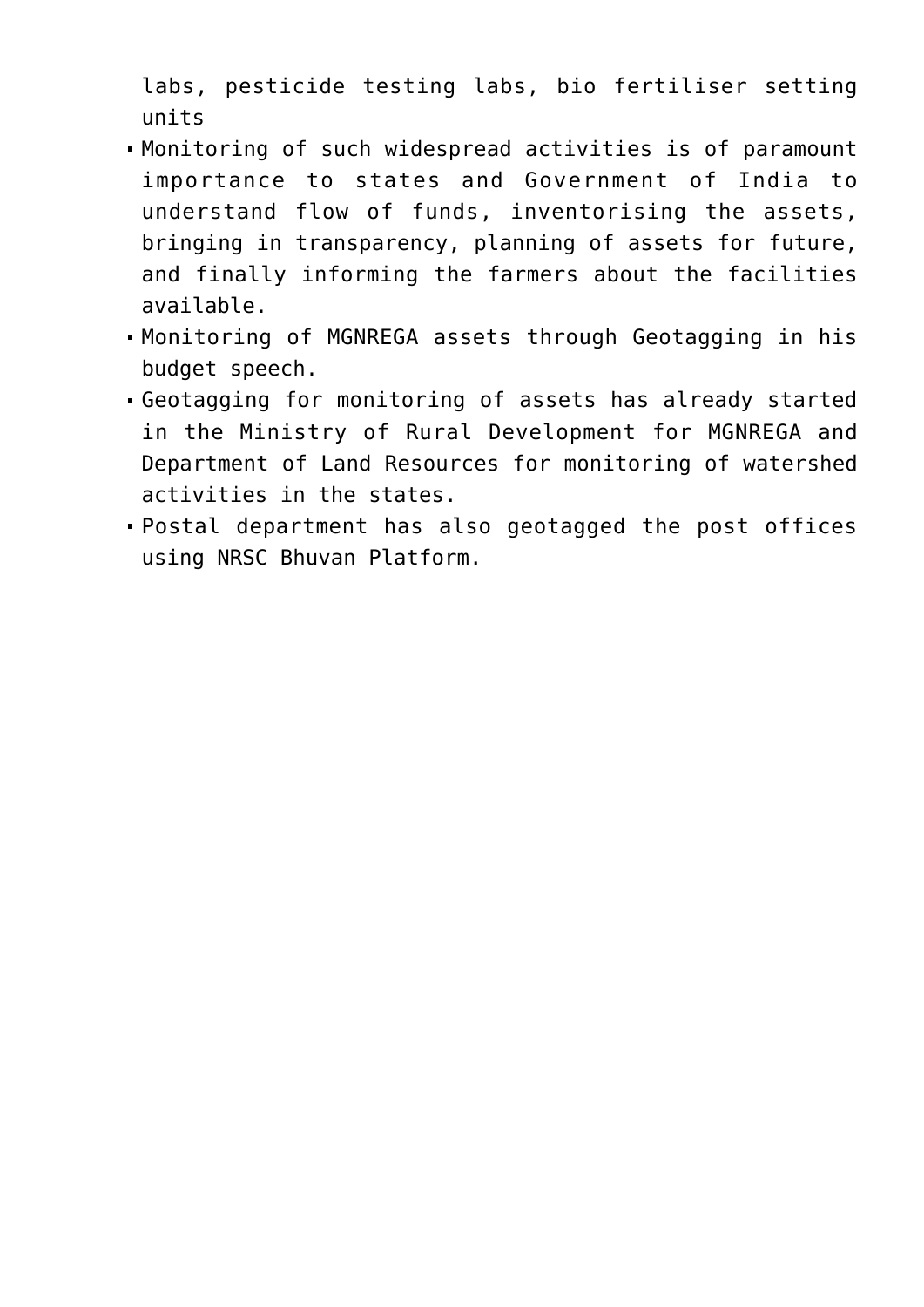labs, pesticide testing labs, bio fertiliser setting units

- Monitoring of such widespread activities is of paramount importance to states and Government of India to understand flow of funds, inventorising the assets, bringing in transparency, planning of assets for future, and finally informing the farmers about the facilities available.
- Monitoring of MGNREGA assets through Geotagging in his budget speech.
- Geotagging for monitoring of assets has already started in the Ministry of Rural Development for MGNREGA and Department of Land Resources for monitoring of watershed activities in the states.
- Postal department has also geotagged the post offices using NRSC Bhuvan Platform.